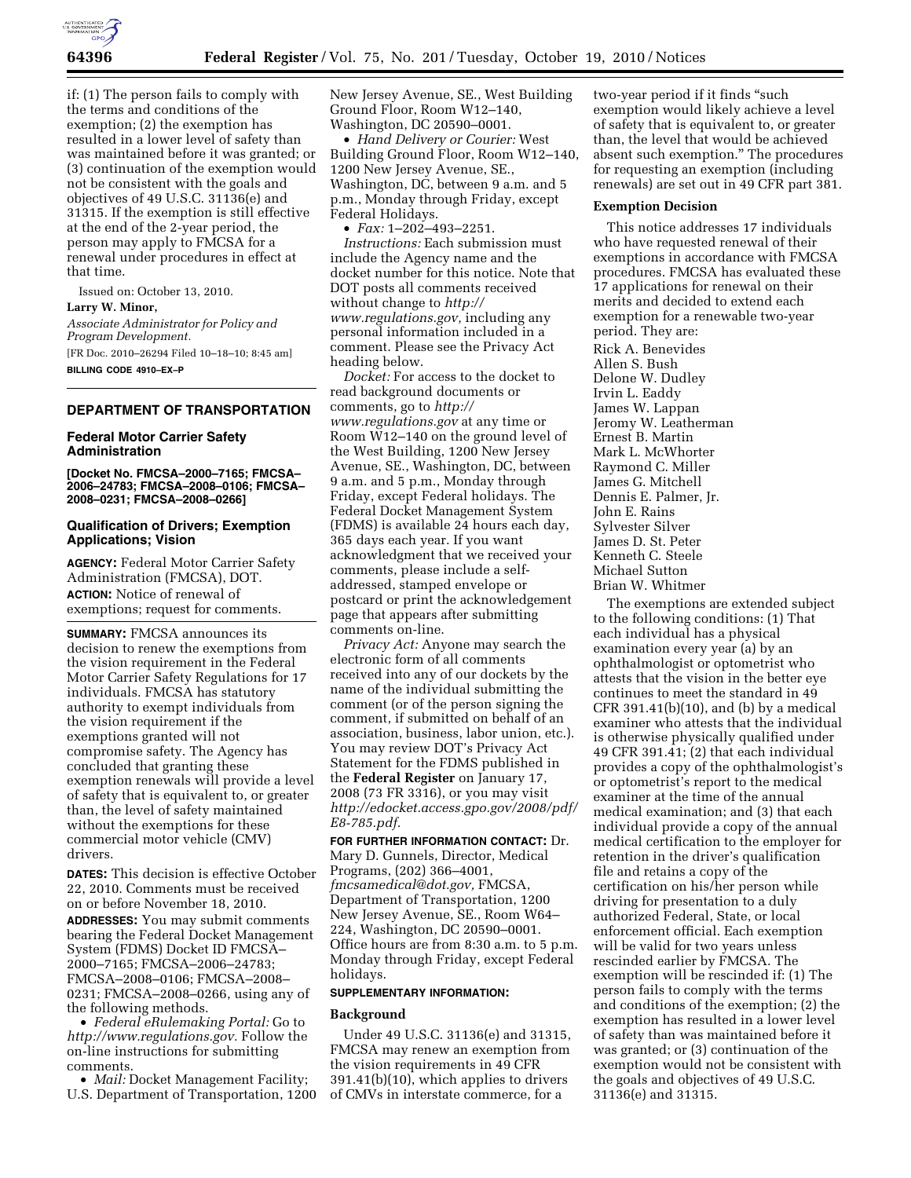if: (1) The person fails to comply with the terms and conditions of the exemption; (2) the exemption has resulted in a lower level of safety than was maintained before it was granted; or (3) continuation of the exemption would not be consistent with the goals and objectives of 49 U.S.C. 31136(e) and 31315. If the exemption is still effective at the end of the 2-year period, the person may apply to FMCSA for a renewal under procedures in effect at that time.

Issued on: October 13, 2010.

**Larry W. Minor,**

*Associate Administrator for Policy and Program Development.*

[FR Doc. 2010–26294 Filed 10–18–10; 8:45 am]

**BILLING CODE 4910–EX–P**

---

## DEPARTMENT OF TRANSPORTATION

### Federal Motor Carrier Safety Administration

**[Docket No. FMCSA–2000–7165; FMCSA–2006–24783; FMCSA–2008–0106; FMCSA–2008–0231; FMCSA–2008–0266]**

### Qualification of Drivers; Exemption Applications; Vision

**AGENCY:** Federal Motor Carrier Safety Administration (FMCSA), DOT.

**ACTION:** Notice of renewal of exemptions; request for comments.

**SUMMARY:** FMCSA announces its decision to renew the exemptions from the vision requirement in the Federal Motor Carrier Safety Regulations for 17 individuals. FMCSA has statutory authority to exempt individuals from the vision requirement if the exemptions granted will not compromise safety. The Agency has concluded that granting these exemption renewals will provide a level of safety that is equivalent to, or greater than, the level of safety maintained without the exemptions for these commercial motor vehicle (CMV) drivers.

**DATES:** This decision is effective October 22, 2010. Comments must be received on or before November 18, 2010.

**ADDRESSES:** You may submit comments bearing the Federal Docket Management System (FDMS) Docket ID FMCSA–2000–7165; FMCSA–2006–24783; FMCSA–2008–0106; FMCSA–2008–0231; FMCSA–2008–0266, using any of the following methods.

- *Federal eRulemaking Portal:* Go to *http://www.regulations.gov.* Follow the on-line instructions for submitting comments.
- *Mail:* Docket Management Facility; U.S. Department of Transportation, 1200 New Jersey Avenue, SE., West Building Ground Floor, Room W12–140, Washington, DC 20590–0001.
- *Hand Delivery or Courier:* West Building Ground Floor, Room W12–140, 1200 New Jersey Avenue, SE., Washington, DC, between 9 a.m. and 5 p.m., Monday through Friday, except Federal Holidays.
- *Fax:* 1–202–493–2251.

*Instructions:* Each submission must include the Agency name and the docket number for this notice. Note that DOT posts all comments received without change to *http://www.regulations.gov,* including any personal information included in a comment. Please see the Privacy Act heading below.

*Docket:* For access to the docket to read background documents or comments, go to *http://www.regulations.gov* at any time or Room W12–140 on the ground level of the West Building, 1200 New Jersey Avenue, SE., Washington, DC, between 9 a.m. and 5 p.m., Monday through Friday, except Federal holidays. The Federal Docket Management System (FDMS) is available 24 hours each day, 365 days each year. If you want acknowledgment that we received your comments, please include a self-addressed, stamped envelope or postcard or print the acknowledgement page that appears after submitting comments on-line.

*Privacy Act:* Anyone may search the electronic form of all comments received into any of our dockets by the name of the individual submitting the comment (or of the person signing the comment, if submitted on behalf of an association, business, labor union, etc.). You may review DOT's Privacy Act Statement for the FDMS published in the **Federal Register** on January 17, 2008 (73 FR 3316), or you may visit *http://edocket.access.gpo.gov/2008/pdf/E8-785.pdf.*

**FOR FURTHER INFORMATION CONTACT:** Dr. Mary D. Gunnels, Director, Medical Programs, (202) 366–4001, *fmcsamedical@dot.gov,* FMCSA, Department of Transportation, 1200 New Jersey Avenue, SE., Room W64–224, Washington, DC 20590–0001. Office hours are from 8:30 a.m. to 5 p.m. Monday through Friday, except Federal holidays.

**SUPPLEMENTARY INFORMATION:**

#### Background

Under 49 U.S.C. 31136(e) and 31315, FMCSA may renew an exemption from the vision requirements in 49 CFR 391.41(b)(10), which applies to drivers of CMVs in interstate commerce, for a two-year period if it finds "such exemption would likely achieve a level of safety that is equivalent to, or greater than, the level that would be achieved absent such exemption." The procedures for requesting an exemption (including renewals) are set out in 49 CFR part 381.

#### Exemption Decision

This notice addresses 17 individuals who have requested renewal of their exemptions in accordance with FMCSA procedures. FMCSA has evaluated these 17 applications for renewal on their merits and decided to extend each exemption for a renewable two-year period. They are:

Rick A. Benevides
Allen S. Bush
Delone W. Dudley
Irvin L. Eaddy
James W. Lappan
Jeromy W. Leatherman
Ernest B. Martin
Mark L. McWhorter
Raymond C. Miller
James G. Mitchell
Dennis E. Palmer, Jr.
John E. Rains
Sylvester Silver
James D. St. Peter
Kenneth C. Steele
Michael Sutton
Brian W. Whitmer

The exemptions are extended subject to the following conditions: (1) That each individual has a physical examination every year (a) by an ophthalmologist or optometrist who attests that the vision in the better eye continues to meet the standard in 49 CFR 391.41(b)(10), and (b) by a medical examiner who attests that the individual is otherwise physically qualified under 49 CFR 391.41; (2) that each individual provides a copy of the ophthalmologist's or optometrist's report to the medical examiner at the time of the annual medical examination; and (3) that each individual provide a copy of the annual medical certification to the employer for retention in the driver's qualification file and retains a copy of the certification on his/her person while driving for presentation to a duly authorized Federal, State, or local enforcement official. Each exemption will be valid for two years unless rescinded earlier by FMCSA. The exemption will be rescinded if: (1) The person fails to comply with the terms and conditions of the exemption; (2) the exemption has resulted in a lower level of safety than was maintained before it was granted; or (3) continuation of the exemption would not be consistent with the goals and objectives of 49 U.S.C. 31136(e) and 31315.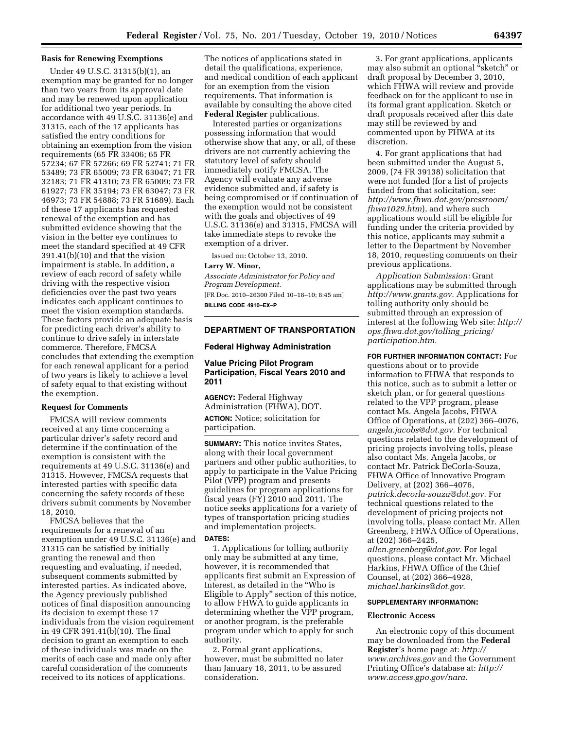### Basis for Renewing Exemptions

Under 49 U.S.C. 31315(b)(1), an exemption may be granted for no longer than two years from its approval date and may be renewed upon application for additional two year periods. In accordance with 49 U.S.C. 31136(e) and 31315, each of the 17 applicants has satisfied the entry conditions for obtaining an exemption from the vision requirements (65 FR 33406; 65 FR 57234; 67 FR 57266; 69 FR 52741; 71 FR 53489; 73 FR 65009; 73 FR 63047; 71 FR 32183; 71 FR 41310; 73 FR 65009; 73 FR 61927; 73 FR 35194; 73 FR 63047; 73 FR 46973; 73 FR 54888; 73 FR 51689). Each of these 17 applicants has requested renewal of the exemption and has submitted evidence showing that the vision in the better eye continues to meet the standard specified at 49 CFR 391.41(b)(10) and that the vision impairment is stable. In addition, a review of each record of safety while driving with the respective vision deficiencies over the past two years indicates each applicant continues to meet the vision exemption standards. These factors provide an adequate basis for predicting each driver's ability to continue to drive safely in interstate commerce. Therefore, FMCSA concludes that extending the exemption for each renewal applicant for a period of two years is likely to achieve a level of safety equal to that existing without the exemption.

### Request for Comments

FMCSA will review comments received at any time concerning a particular driver's safety record and determine if the continuation of the exemption is consistent with the requirements at 49 U.S.C. 31136(e) and 31315. However, FMCSA requests that interested parties with specific data concerning the safety records of these drivers submit comments by November 18, 2010.

FMCSA believes that the requirements for a renewal of an exemption under 49 U.S.C. 31136(e) and 31315 can be satisfied by initially granting the renewal and then requesting and evaluating, if needed, subsequent comments submitted by interested parties. As indicated above, the Agency previously published notices of final disposition announcing its decision to exempt these 17 individuals from the vision requirement in 49 CFR 391.41(b)(10). The final decision to grant an exemption to each of these individuals was made on the merits of each case and made only after careful consideration of the comments received to its notices of applications. The notices of applications stated in detail the qualifications, experience, and medical condition of each applicant for an exemption from the vision requirements. That information is available by consulting the above cited **Federal Register** publications.

Interested parties or organizations possessing information that would otherwise show that any, or all, of these drivers are not currently achieving the statutory level of safety should immediately notify FMCSA. The Agency will evaluate any adverse evidence submitted and, if safety is being compromised or if continuation of the exemption would not be consistent with the goals and objectives of 49 U.S.C. 31136(e) and 31315, FMCSA will take immediate steps to revoke the exemption of a driver.

Issued on: October 13, 2010.

**Larry W. Minor,**

*Associate Administrator for Policy and Program Development.*

[FR Doc. 2010–26300 Filed 10–18–10; 8:45 am]

**BILLING CODE 4910–EX–P**

---

## DEPARTMENT OF TRANSPORTATION

### Federal Highway Administration

### Value Pricing Pilot Program Participation, Fiscal Years 2010 and 2011

**AGENCY:** Federal Highway Administration (FHWA), DOT.

**ACTION:** Notice; solicitation for participation.

**SUMMARY:** This notice invites States, along with their local government partners and other public authorities, to apply to participate in the Value Pricing Pilot (VPP) program and presents guidelines for program applications for fiscal years (FY) 2010 and 2011. The notice seeks applications for a variety of types of transportation pricing studies and implementation projects.

**DATES:**

1. Applications for tolling authority only may be submitted at any time, however, it is recommended that applicants first submit an Expression of Interest, as detailed in the "Who is Eligible to Apply" section of this notice, to allow FHWA to guide applicants in determining whether the VPP program, or another program, is the preferable program under which to apply for such authority.

2. Formal grant applications, however, must be submitted no later than January 18, 2011, to be assured consideration.

3. For grant applications, applicants may also submit an optional "sketch" or draft proposal by December 3, 2010, which FHWA will review and provide feedback on for the applicant to use in its formal grant application. Sketch or draft proposals received after this date may still be reviewed by and commented upon by FHWA at its discretion.

4. For grant applications that had been submitted under the August 5, 2009, (74 FR 39138) solicitation that were not funded (for a list of projects funded from that solicitation, see: *http://www.fhwa.dot.gov/pressroom/fhwa1029.htm*), and where such applications would still be eligible for funding under the criteria provided by this notice, applicants may submit a letter to the Department by November 18, 2010, requesting comments on their previous applications.

*Application Submission:* Grant applications may be submitted through *http://www.grants.gov*. Applications for tolling authority only should be submitted through an expression of interest at the following Web site: *http://ops.fhwa.dot.gov/tolling_pricing/participation.htm.*

**FOR FURTHER INFORMATION CONTACT:** For questions about or to provide information to FHWA that responds to this notice, such as to submit a letter or sketch plan, or for general questions related to the VPP program, please contact Ms. Angela Jacobs, FHWA Office of Operations, at (202) 366–0076, *angela.jacobs@dot.gov.* For technical questions related to the development of pricing projects involving tolls, please also contact Ms. Angela Jacobs, or contact Mr. Patrick DeCorla-Souza, FHWA Office of Innovative Program Delivery, at (202) 366–4076, *patrick.decorla-souza@dot.gov.* For technical questions related to the development of pricing projects not involving tolls, please contact Mr. Allen Greenberg, FHWA Office of Operations, at (202) 366–2425, *allen.greenberg@dot.gov.* For legal questions, please contact Mr. Michael Harkins, FHWA Office of the Chief Counsel, at (202) 366–4928, *michael.harkins@dot.gov*.

**SUPPLEMENTARY INFORMATION:**

### Electronic Access

An electronic copy of this document may be downloaded from the **Federal Register**'s home page at: *http://www.archives.gov* and the Government Printing Office's database at: *http://www.access.gpo.gov/nara.*